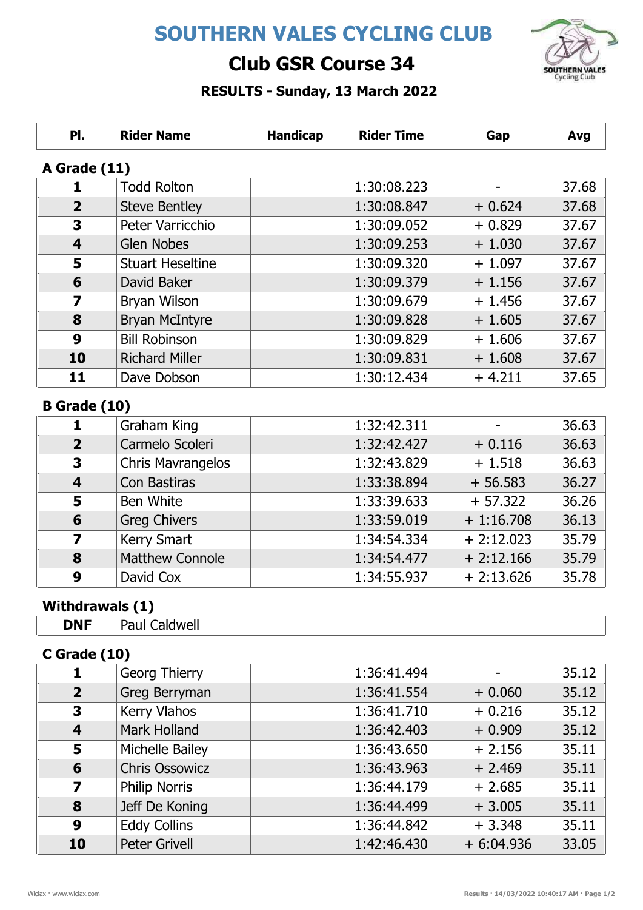# SOUTHERN VALES CYCLING CLUB

## Club GSR Course 34

### RESULTS - Sunday, 13 March 2022

| Pl. | Rider Name | Handicap | Rider Time | Gap | Avg |
|---|---|---|---|---|---|

**A Grade (11)**

| Pl. | Rider Name | Handicap | Rider Time | Gap | Avg |
|---|---|---|---|---|---|
| 1 | Todd Rolton | | 1:30:08.223 | - | 37.68 |
| 2 | Steve Bentley | | 1:30:08.847 | + 0.624 | 37.68 |
| 3 | Peter Varricchio | | 1:30:09.052 | + 0.829 | 37.67 |
| 4 | Glen Nobes | | 1:30:09.253 | + 1.030 | 37.67 |
| 5 | Stuart Heseltine | | 1:30:09.320 | + 1.097 | 37.67 |
| 6 | David Baker | | 1:30:09.379 | + 1.156 | 37.67 |
| 7 | Bryan Wilson | | 1:30:09.679 | + 1.456 | 37.67 |
| 8 | Bryan McIntyre | | 1:30:09.828 | + 1.605 | 37.67 |
| 9 | Bill Robinson | | 1:30:09.829 | + 1.606 | 37.67 |
| 10 | Richard Miller | | 1:30:09.831 | + 1.608 | 37.67 |
| 11 | Dave Dobson | | 1:30:12.434 | + 4.211 | 37.65 |

**B Grade (10)**

| Pl. | Rider Name | Handicap | Rider Time | Gap | Avg |
|---|---|---|---|---|---|
| 1 | Graham King | | 1:32:42.311 | - | 36.63 |
| 2 | Carmelo Scoleri | | 1:32:42.427 | + 0.116 | 36.63 |
| 3 | Chris Mavrangelos | | 1:32:43.829 | + 1.518 | 36.63 |
| 4 | Con Bastiras | | 1:33:38.894 | + 56.583 | 36.27 |
| 5 | Ben White | | 1:33:39.633 | + 57.322 | 36.26 |
| 6 | Greg Chivers | | 1:33:59.019 | + 1:16.708 | 36.13 |
| 7 | Kerry Smart | | 1:34:54.334 | + 2:12.023 | 35.79 |
| 8 | Matthew Connole | | 1:34:54.477 | + 2:12.166 | 35.79 |
| 9 | David Cox | | 1:34:55.937 | + 2:13.626 | 35.78 |

**Withdrawals (1)**

| Pl. | Rider Name |
|---|---|
| DNF | Paul Caldwell |

**C Grade (10)**

| Pl. | Rider Name | Handicap | Rider Time | Gap | Avg |
|---|---|---|---|---|---|
| 1 | Georg Thierry | | 1:36:41.494 | - | 35.12 |
| 2 | Greg Berryman | | 1:36:41.554 | + 0.060 | 35.12 |
| 3 | Kerry Vlahos | | 1:36:41.710 | + 0.216 | 35.12 |
| 4 | Mark Holland | | 1:36:42.403 | + 0.909 | 35.12 |
| 5 | Michelle Bailey | | 1:36:43.650 | + 2.156 | 35.11 |
| 6 | Chris Ossowicz | | 1:36:43.963 | + 2.469 | 35.11 |
| 7 | Philip Norris | | 1:36:44.179 | + 2.685 | 35.11 |
| 8 | Jeff De Koning | | 1:36:44.499 | + 3.005 | 35.11 |
| 9 | Eddy Collins | | 1:36:44.842 | + 3.348 | 35.11 |
| 10 | Peter Grivell | | 1:42:46.430 | + 6:04.936 | 33.05 |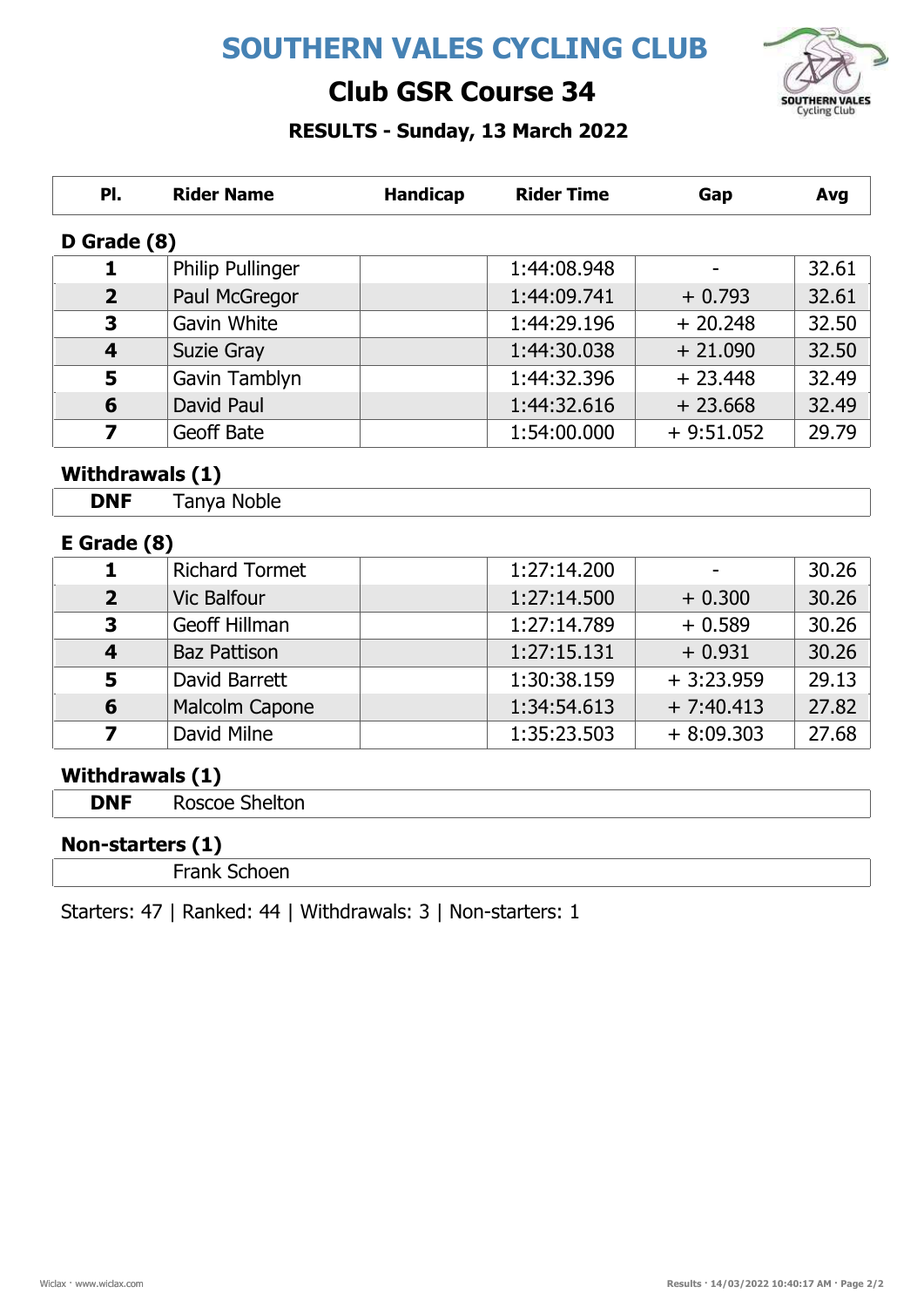# SOUTHERN VALES CYCLING CLUB

## Club GSR Course 34

### RESULTS - Sunday, 13 March 2022

| Pl. | Rider Name | Handicap | Rider Time | Gap | Avg |
|---|---|---|---|---|---|
| **D Grade (8)** | | | | | |
| 1 | Philip Pullinger | | 1:44:08.948 | - | 32.61 |
| 2 | Paul McGregor | | 1:44:09.741 | + 0.793 | 32.61 |
| 3 | Gavin White | | 1:44:29.196 | + 20.248 | 32.50 |
| 4 | Suzie Gray | | 1:44:30.038 | + 21.090 | 32.50 |
| 5 | Gavin Tamblyn | | 1:44:32.396 | + 23.448 | 32.49 |
| 6 | David Paul | | 1:44:32.616 | + 23.668 | 32.49 |
| 7 | Geoff Bate | | 1:54:00.000 | + 9:51.052 | 29.79 |
| **Withdrawals (1)** | | | | | |
| DNF | Tanya Noble | | | | |
| **E Grade (8)** | | | | | |
| 1 | Richard Tormet | | 1:27:14.200 | - | 30.26 |
| 2 | Vic Balfour | | 1:27:14.500 | + 0.300 | 30.26 |
| 3 | Geoff Hillman | | 1:27:14.789 | + 0.589 | 30.26 |
| 4 | Baz Pattison | | 1:27:15.131 | + 0.931 | 30.26 |
| 5 | David Barrett | | 1:30:38.159 | + 3:23.959 | 29.13 |
| 6 | Malcolm Capone | | 1:34:54.613 | + 7:40.413 | 27.82 |
| 7 | David Milne | | 1:35:23.503 | + 8:09.303 | 27.68 |
| **Withdrawals (1)** | | | | | |
| DNF | Roscoe Shelton | | | | |
| **Non-starters (1)** | | | | | |
| | Frank Schoen | | | | |

Starters: 47 | Ranked: 44 | Withdrawals: 3 | Non-starters: 1